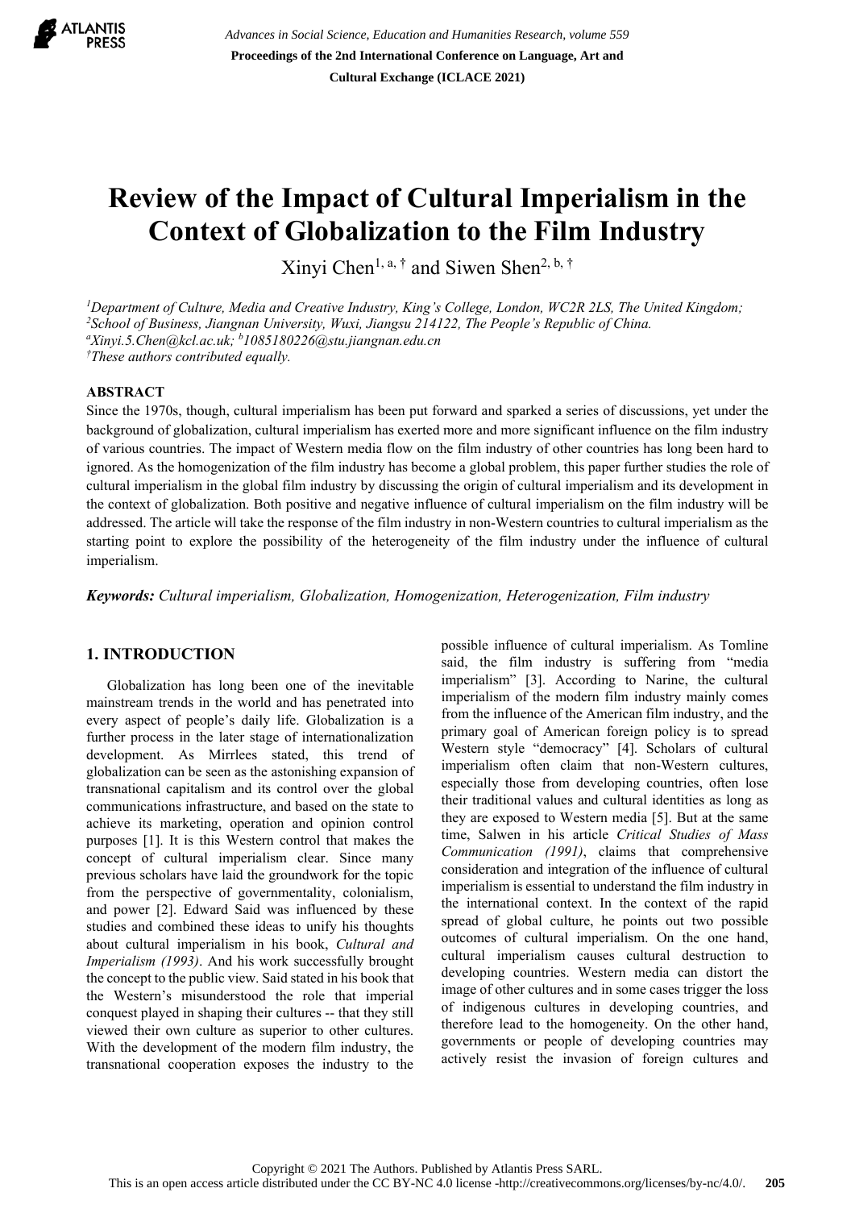# Review of the Impact of Cultural Imperialism in the Context of Globalization to the Film Industry

Xinyi Chen[1, a, †] and Siwen Shen[2, b, †]

[1]*Department of Culture, Media and Creative Industry, King's College, London, WC2R 2LS, The United Kingdom;*
[2]*School of Business, Jiangnan University, Wuxi, Jiangsu 214122, The People's Republic of China.*
[a]*Xinyi.5.Chen@kcl.ac.uk;* [b]*1085180226@stu.jiangnan.edu.cn*
[†]*These authors contributed equally.*

## ABSTRACT

Since the 1970s, though, cultural imperialism has been put forward and sparked a series of discussions, yet under the background of globalization, cultural imperialism has exerted more and more significant influence on the film industry of various countries. The impact of Western media flow on the film industry of other countries has long been hard to ignored. As the homogenization of the film industry has become a global problem, this paper further studies the role of cultural imperialism in the global film industry by discussing the origin of cultural imperialism and its development in the context of globalization. Both positive and negative influence of cultural imperialism on the film industry will be addressed. The article will take the response of the film industry in non-Western countries to cultural imperialism as the starting point to explore the possibility of the heterogeneity of the film industry under the influence of cultural imperialism.

***Keywords:*** *Cultural imperialism, Globalization, Homogenization, Heterogenization, Film industry*

## 1. INTRODUCTION

Globalization has long been one of the inevitable mainstream trends in the world and has penetrated into every aspect of people's daily life. Globalization is a further process in the later stage of internationalization development. As Mirrlees stated, this trend of globalization can be seen as the astonishing expansion of transnational capitalism and its control over the global communications infrastructure, and based on the state to achieve its marketing, operation and opinion control purposes [1]. It is this Western control that makes the concept of cultural imperialism clear. Since many previous scholars have laid the groundwork for the topic from the perspective of governmentality, colonialism, and power [2]. Edward Said was influenced by these studies and combined these ideas to unify his thoughts about cultural imperialism in his book, *Cultural and Imperialism (1993)*. And his work successfully brought the concept to the public view. Said stated in his book that the Western's misunderstood the role that imperial conquest played in shaping their cultures -- that they still viewed their own culture as superior to other cultures. With the development of the modern film industry, the transnational cooperation exposes the industry to the possible influence of cultural imperialism. As Tomline said, the film industry is suffering from "media imperialism" [3]. According to Narine, the cultural imperialism of the modern film industry mainly comes from the influence of the American film industry, and the primary goal of American foreign policy is to spread Western style "democracy" [4]. Scholars of cultural imperialism often claim that non-Western cultures, especially those from developing countries, often lose their traditional values and cultural identities as long as they are exposed to Western media [5]. But at the same time, Salwen in his article *Critical Studies of Mass Communication (1991)*, claims that comprehensive consideration and integration of the influence of cultural imperialism is essential to understand the film industry in the international context. In the context of the rapid spread of global culture, he points out two possible outcomes of cultural imperialism. On the one hand, cultural imperialism causes cultural destruction to developing countries. Western media can distort the image of other cultures and in some cases trigger the loss of indigenous cultures in developing countries, and therefore lead to the homogeneity. On the other hand, governments or people of developing countries may actively resist the invasion of foreign cultures and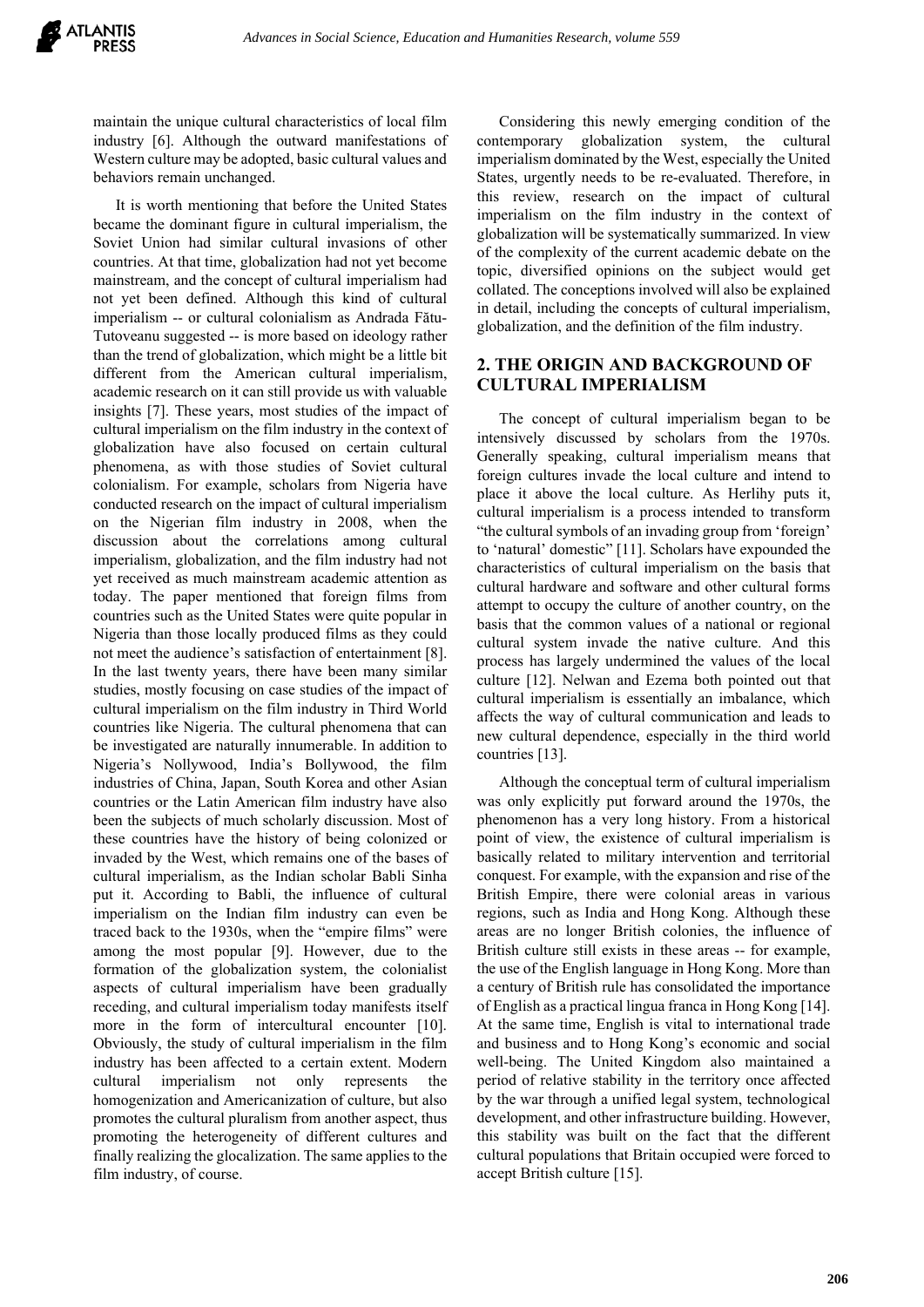maintain the unique cultural characteristics of local film industry [6]. Although the outward manifestations of Western culture may be adopted, basic cultural values and behaviors remain unchanged.

It is worth mentioning that before the United States became the dominant figure in cultural imperialism, the Soviet Union had similar cultural invasions of other countries. At that time, globalization had not yet become mainstream, and the concept of cultural imperialism had not yet been defined. Although this kind of cultural imperialism -- or cultural colonialism as Andrada Fătu-Tutoveanu suggested -- is more based on ideology rather than the trend of globalization, which might be a little bit different from the American cultural imperialism, academic research on it can still provide us with valuable insights [7]. These years, most studies of the impact of cultural imperialism on the film industry in the context of globalization have also focused on certain cultural phenomena, as with those studies of Soviet cultural colonialism. For example, scholars from Nigeria have conducted research on the impact of cultural imperialism on the Nigerian film industry in 2008, when the discussion about the correlations among cultural imperialism, globalization, and the film industry had not yet received as much mainstream academic attention as today. The paper mentioned that foreign films from countries such as the United States were quite popular in Nigeria than those locally produced films as they could not meet the audience's satisfaction of entertainment [8]. In the last twenty years, there have been many similar studies, mostly focusing on case studies of the impact of cultural imperialism on the film industry in Third World countries like Nigeria. The cultural phenomena that can be investigated are naturally innumerable. In addition to Nigeria's Nollywood, India's Bollywood, the film industries of China, Japan, South Korea and other Asian countries or the Latin American film industry have also been the subjects of much scholarly discussion. Most of these countries have the history of being colonized or invaded by the West, which remains one of the bases of cultural imperialism, as the Indian scholar Babli Sinha put it. According to Babli, the influence of cultural imperialism on the Indian film industry can even be traced back to the 1930s, when the "empire films" were among the most popular [9]. However, due to the formation of the globalization system, the colonialist aspects of cultural imperialism have been gradually receding, and cultural imperialism today manifests itself more in the form of intercultural encounter [10]. Obviously, the study of cultural imperialism in the film industry has been affected to a certain extent. Modern cultural imperialism not only represents the homogenization and Americanization of culture, but also promotes the cultural pluralism from another aspect, thus promoting the heterogeneity of different cultures and finally realizing the glocalization. The same applies to the film industry, of course.

Considering this newly emerging condition of the contemporary globalization system, the cultural imperialism dominated by the West, especially the United States, urgently needs to be re-evaluated. Therefore, in this review, research on the impact of cultural imperialism on the film industry in the context of globalization will be systematically summarized. In view of the complexity of the current academic debate on the topic, diversified opinions on the subject would get collated. The conceptions involved will also be explained in detail, including the concepts of cultural imperialism, globalization, and the definition of the film industry.

## 2. THE ORIGIN AND BACKGROUND OF CULTURAL IMPERIALISM

The concept of cultural imperialism began to be intensively discussed by scholars from the 1970s. Generally speaking, cultural imperialism means that foreign cultures invade the local culture and intend to place it above the local culture. As Herlihy puts it, cultural imperialism is a process intended to transform "the cultural symbols of an invading group from 'foreign' to 'natural' domestic" [11]. Scholars have expounded the characteristics of cultural imperialism on the basis that cultural hardware and software and other cultural forms attempt to occupy the culture of another country, on the basis that the common values of a national or regional cultural system invade the native culture. And this process has largely undermined the values of the local culture [12]. Nelwan and Ezema both pointed out that cultural imperialism is essentially an imbalance, which affects the way of cultural communication and leads to new cultural dependence, especially in the third world countries [13].

Although the conceptual term of cultural imperialism was only explicitly put forward around the 1970s, the phenomenon has a very long history. From a historical point of view, the existence of cultural imperialism is basically related to military intervention and territorial conquest. For example, with the expansion and rise of the British Empire, there were colonial areas in various regions, such as India and Hong Kong. Although these areas are no longer British colonies, the influence of British culture still exists in these areas -- for example, the use of the English language in Hong Kong. More than a century of British rule has consolidated the importance of English as a practical lingua franca in Hong Kong [14]. At the same time, English is vital to international trade and business and to Hong Kong's economic and social well-being. The United Kingdom also maintained a period of relative stability in the territory once affected by the war through a unified legal system, technological development, and other infrastructure building. However, this stability was built on the fact that the different cultural populations that Britain occupied were forced to accept British culture [15].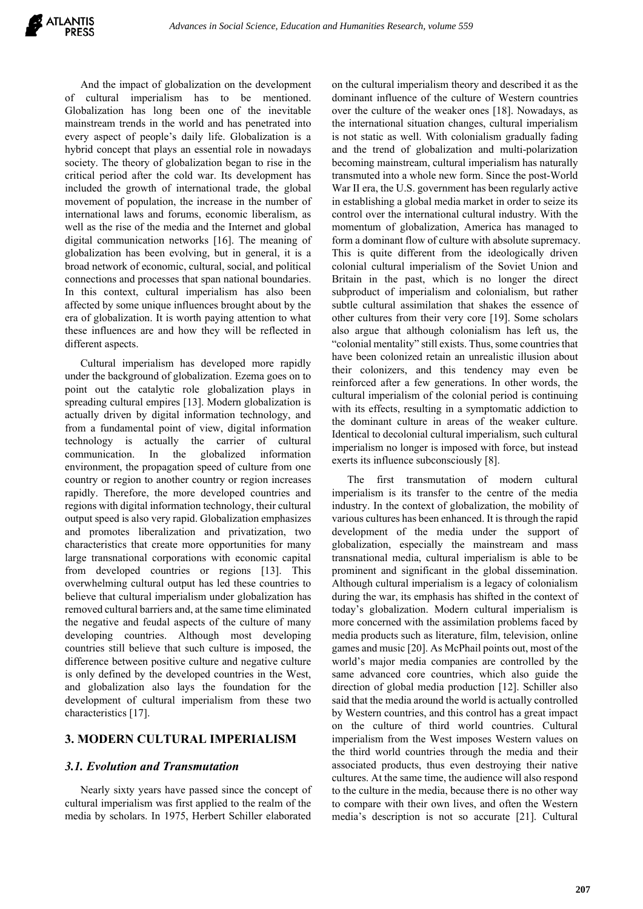And the impact of globalization on the development of cultural imperialism has to be mentioned. Globalization has long been one of the inevitable mainstream trends in the world and has penetrated into every aspect of people's daily life. Globalization is a hybrid concept that plays an essential role in nowadays society. The theory of globalization began to rise in the critical period after the cold war. Its development has included the growth of international trade, the global movement of population, the increase in the number of international laws and forums, economic liberalism, as well as the rise of the media and the Internet and global digital communication networks [16]. The meaning of globalization has been evolving, but in general, it is a broad network of economic, cultural, social, and political connections and processes that span national boundaries. In this context, cultural imperialism has also been affected by some unique influences brought about by the era of globalization. It is worth paying attention to what these influences are and how they will be reflected in different aspects.

Cultural imperialism has developed more rapidly under the background of globalization. Ezema goes on to point out the catalytic role globalization plays in spreading cultural empires [13]. Modern globalization is actually driven by digital information technology, and from a fundamental point of view, digital information technology is actually the carrier of cultural communication. In the globalized information environment, the propagation speed of culture from one country or region to another country or region increases rapidly. Therefore, the more developed countries and regions with digital information technology, their cultural output speed is also very rapid. Globalization emphasizes and promotes liberalization and privatization, two characteristics that create more opportunities for many large transnational corporations with economic capital from developed countries or regions [13]. This overwhelming cultural output has led these countries to believe that cultural imperialism under globalization has removed cultural barriers and, at the same time eliminated the negative and feudal aspects of the culture of many developing countries. Although most developing countries still believe that such culture is imposed, the difference between positive culture and negative culture is only defined by the developed countries in the West, and globalization also lays the foundation for the development of cultural imperialism from these two characteristics [17].

## 3. MODERN CULTURAL IMPERIALISM

### *3.1. Evolution and Transmutation*

Nearly sixty years have passed since the concept of cultural imperialism was first applied to the realm of the media by scholars. In 1975, Herbert Schiller elaborated on the cultural imperialism theory and described it as the dominant influence of the culture of Western countries over the culture of the weaker ones [18]. Nowadays, as the international situation changes, cultural imperialism is not static as well. With colonialism gradually fading and the trend of globalization and multi-polarization becoming mainstream, cultural imperialism has naturally transmuted into a whole new form. Since the post-World War II era, the U.S. government has been regularly active in establishing a global media market in order to seize its control over the international cultural industry. With the momentum of globalization, America has managed to form a dominant flow of culture with absolute supremacy. This is quite different from the ideologically driven colonial cultural imperialism of the Soviet Union and Britain in the past, which is no longer the direct subproduct of imperialism and colonialism, but rather subtle cultural assimilation that shakes the essence of other cultures from their very core [19]. Some scholars also argue that although colonialism has left us, the "colonial mentality" still exists. Thus, some countries that have been colonized retain an unrealistic illusion about their colonizers, and this tendency may even be reinforced after a few generations. In other words, the cultural imperialism of the colonial period is continuing with its effects, resulting in a symptomatic addiction to the dominant culture in areas of the weaker culture. Identical to decolonial cultural imperialism, such cultural imperialism no longer is imposed with force, but instead exerts its influence subconsciously [8].

The first transmutation of modern cultural imperialism is its transfer to the centre of the media industry. In the context of globalization, the mobility of various cultures has been enhanced. It is through the rapid development of the media under the support of globalization, especially the mainstream and mass transnational media, cultural imperialism is able to be prominent and significant in the global dissemination. Although cultural imperialism is a legacy of colonialism during the war, its emphasis has shifted in the context of today's globalization. Modern cultural imperialism is more concerned with the assimilation problems faced by media products such as literature, film, television, online games and music [20]. As McPhail points out, most of the world's major media companies are controlled by the same advanced core countries, which also guide the direction of global media production [12]. Schiller also said that the media around the world is actually controlled by Western countries, and this control has a great impact on the culture of third world countries. Cultural imperialism from the West imposes Western values on the third world countries through the media and their associated products, thus even destroying their native cultures. At the same time, the audience will also respond to the culture in the media, because there is no other way to compare with their own lives, and often the Western media's description is not so accurate [21]. Cultural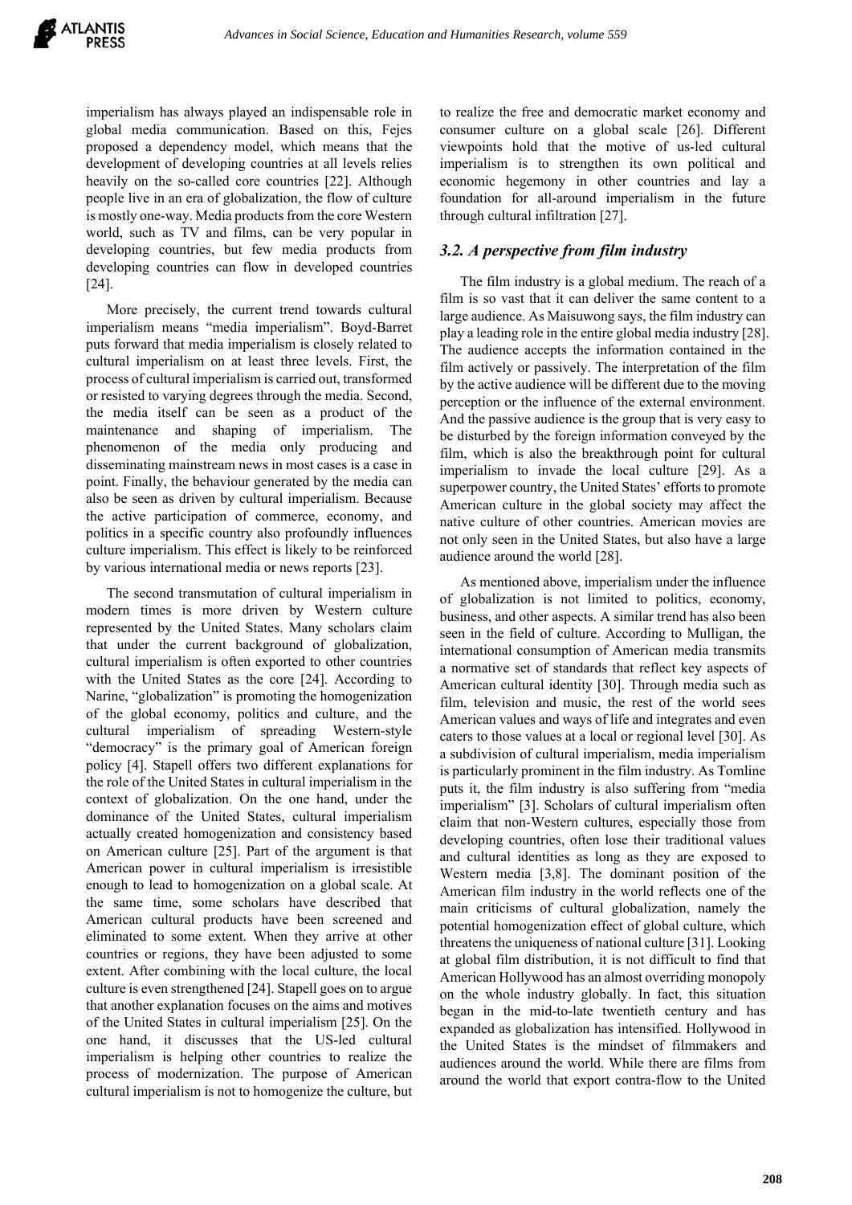imperialism has always played an indispensable role in global media communication. Based on this, Fejes proposed a dependency model, which means that the development of developing countries at all levels relies heavily on the so-called core countries [22]. Although people live in an era of globalization, the flow of culture is mostly one-way. Media products from the core Western world, such as TV and films, can be very popular in developing countries, but few media products from developing countries can flow in developed countries [24].

More precisely, the current trend towards cultural imperialism means "media imperialism". Boyd-Barret puts forward that media imperialism is closely related to cultural imperialism on at least three levels. First, the process of cultural imperialism is carried out, transformed or resisted to varying degrees through the media. Second, the media itself can be seen as a product of the maintenance and shaping of imperialism. The phenomenon of the media only producing and disseminating mainstream news in most cases is a case in point. Finally, the behaviour generated by the media can also be seen as driven by cultural imperialism. Because the active participation of commerce, economy, and politics in a specific country also profoundly influences culture imperialism. This effect is likely to be reinforced by various international media or news reports [23].

The second transmutation of cultural imperialism in modern times is more driven by Western culture represented by the United States. Many scholars claim that under the current background of globalization, cultural imperialism is often exported to other countries with the United States as the core [24]. According to Narine, "globalization" is promoting the homogenization of the global economy, politics and culture, and the cultural imperialism of spreading Western-style "democracy" is the primary goal of American foreign policy [4]. Stapell offers two different explanations for the role of the United States in cultural imperialism in the context of globalization. On the one hand, under the dominance of the United States, cultural imperialism actually created homogenization and consistency based on American culture [25]. Part of the argument is that American power in cultural imperialism is irresistible enough to lead to homogenization on a global scale. At the same time, some scholars have described that American cultural products have been screened and eliminated to some extent. When they arrive at other countries or regions, they have been adjusted to some extent. After combining with the local culture, the local culture is even strengthened [24]. Stapell goes on to argue that another explanation focuses on the aims and motives of the United States in cultural imperialism [25]. On the one hand, it discusses that the US-led cultural imperialism is helping other countries to realize the process of modernization. The purpose of American cultural imperialism is not to homogenize the culture, but to realize the free and democratic market economy and consumer culture on a global scale [26]. Different viewpoints hold that the motive of us-led cultural imperialism is to strengthen its own political and economic hegemony in other countries and lay a foundation for all-around imperialism in the future through cultural infiltration [27].

### *3.2. A perspective from film industry*

The film industry is a global medium. The reach of a film is so vast that it can deliver the same content to a large audience. As Maisuwong says, the film industry can play a leading role in the entire global media industry [28]. The audience accepts the information contained in the film actively or passively. The interpretation of the film by the active audience will be different due to the moving perception or the influence of the external environment. And the passive audience is the group that is very easy to be disturbed by the foreign information conveyed by the film, which is also the breakthrough point for cultural imperialism to invade the local culture [29]. As a superpower country, the United States' efforts to promote American culture in the global society may affect the native culture of other countries. American movies are not only seen in the United States, but also have a large audience around the world [28].

As mentioned above, imperialism under the influence of globalization is not limited to politics, economy, business, and other aspects. A similar trend has also been seen in the field of culture. According to Mulligan, the international consumption of American media transmits a normative set of standards that reflect key aspects of American cultural identity [30]. Through media such as film, television and music, the rest of the world sees American values and ways of life and integrates and even caters to those values at a local or regional level [30]. As a subdivision of cultural imperialism, media imperialism is particularly prominent in the film industry. As Tomline puts it, the film industry is also suffering from "media imperialism" [3]. Scholars of cultural imperialism often claim that non-Western cultures, especially those from developing countries, often lose their traditional values and cultural identities as long as they are exposed to Western media [3,8]. The dominant position of the American film industry in the world reflects one of the main criticisms of cultural globalization, namely the potential homogenization effect of global culture, which threatens the uniqueness of national culture [31]. Looking at global film distribution, it is not difficult to find that American Hollywood has an almost overriding monopoly on the whole industry globally. In fact, this situation began in the mid-to-late twentieth century and has expanded as globalization has intensified. Hollywood in the United States is the mindset of filmmakers and audiences around the world. While there are films from around the world that export contra-flow to the United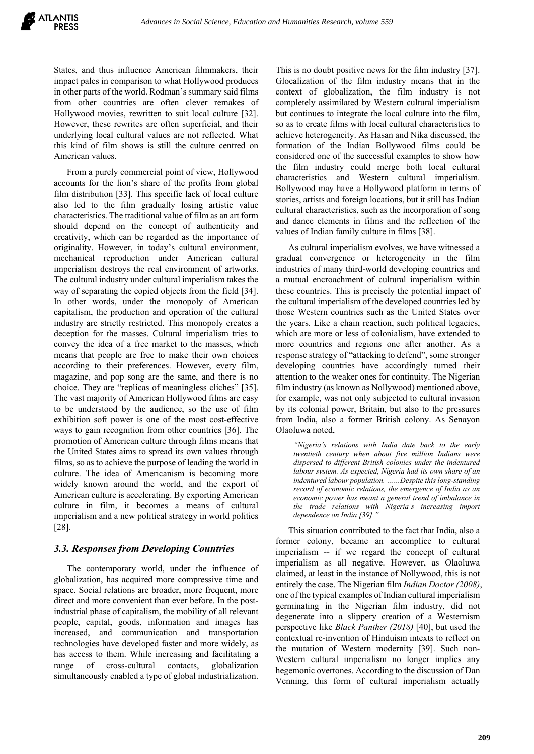States, and thus influence American filmmakers, their impact pales in comparison to what Hollywood produces in other parts of the world. Rodman's summary said films from other countries are often clever remakes of Hollywood movies, rewritten to suit local culture [32]. However, these rewrites are often superficial, and their underlying local cultural values are not reflected. What this kind of film shows is still the culture centred on American values.

From a purely commercial point of view, Hollywood accounts for the lion's share of the profits from global film distribution [33]. This specific lack of local culture also led to the film gradually losing artistic value characteristics. The traditional value of film as an art form should depend on the concept of authenticity and creativity, which can be regarded as the importance of originality. However, in today's cultural environment, mechanical reproduction under American cultural imperialism destroys the real environment of artworks. The cultural industry under cultural imperialism takes the way of separating the copied objects from the field [34]. In other words, under the monopoly of American capitalism, the production and operation of the cultural industry are strictly restricted. This monopoly creates a deception for the masses. Cultural imperialism tries to convey the idea of a free market to the masses, which means that people are free to make their own choices according to their preferences. However, every film, magazine, and pop song are the same, and there is no choice. They are "replicas of meaningless cliches" [35]. The vast majority of American Hollywood films are easy to be understood by the audience, so the use of film exhibition soft power is one of the most cost-effective ways to gain recognition from other countries [36]. The promotion of American culture through films means that the United States aims to spread its own values through films, so as to achieve the purpose of leading the world in culture. The idea of Americanism is becoming more widely known around the world, and the export of American culture is accelerating. By exporting American culture in film, it becomes a means of cultural imperialism and a new political strategy in world politics [28].

### *3.3. Responses from Developing Countries*

The contemporary world, under the influence of globalization, has acquired more compressive time and space. Social relations are broader, more frequent, more direct and more convenient than ever before. In the post-industrial phase of capitalism, the mobility of all relevant people, capital, goods, information and images has increased, and communication and transportation technologies have developed faster and more widely, as has access to them. While increasing and facilitating a range of cross-cultural contacts, globalization simultaneously enabled a type of global industrialization. This is no doubt positive news for the film industry [37]. Glocalization of the film industry means that in the context of globalization, the film industry is not completely assimilated by Western cultural imperialism but continues to integrate the local culture into the film, so as to create films with local cultural characteristics to achieve heterogeneity. As Hasan and Nika discussed, the formation of the Indian Bollywood films could be considered one of the successful examples to show how the film industry could merge both local cultural characteristics and Western cultural imperialism. Bollywood may have a Hollywood platform in terms of stories, artists and foreign locations, but it still has Indian cultural characteristics, such as the incorporation of song and dance elements in films and the reflection of the values of Indian family culture in films [38].

As cultural imperialism evolves, we have witnessed a gradual convergence or heterogeneity in the film industries of many third-world developing countries and a mutual encroachment of cultural imperialism within these countries. This is precisely the potential impact of the cultural imperialism of the developed countries led by those Western countries such as the United States over the years. Like a chain reaction, such political legacies, which are more or less of colonialism, have extended to more countries and regions one after another. As a response strategy of "attacking to defend", some stronger developing countries have accordingly turned their attention to the weaker ones for continuity. The Nigerian film industry (as known as Nollywood) mentioned above, for example, was not only subjected to cultural invasion by its colonial power, Britain, but also to the pressures from India, also a former British colony. As Senayon Olaoluwa noted,

> *"Nigeria's relations with India date back to the early twentieth century when about five million Indians were dispersed to different British colonies under the indentured labour system. As expected, Nigeria had its own share of an indentured labour population. ……Despite this long-standing record of economic relations, the emergence of India as an economic power has meant a general trend of imbalance in the trade relations with Nigeria's increasing import dependence on India [39]."*

This situation contributed to the fact that India, also a former colony, became an accomplice to cultural imperialism -- if we regard the concept of cultural imperialism as all negative. However, as Olaoluwa claimed, at least in the instance of Nollywood, this is not entirely the case. The Nigerian film *Indian Doctor (2008)*, one of the typical examples of Indian cultural imperialism germinating in the Nigerian film industry, did not degenerate into a slippery creation of a Westernism perspective like *Black Panther (2018)* [40], but used the contextual re-invention of Hinduism intexts to reflect on the mutation of Western modernity [39]. Such non-Western cultural imperialism no longer implies any hegemonic overtones. According to the discussion of Dan Venning, this form of cultural imperialism actually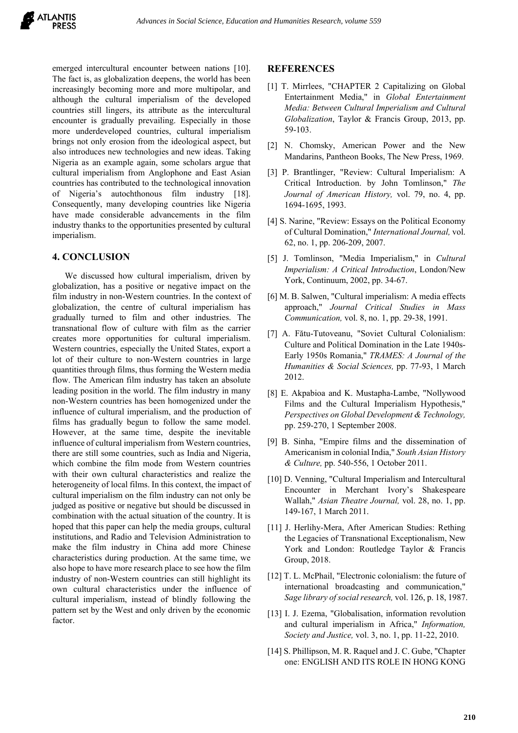emerged intercultural encounter between nations [10]. The fact is, as globalization deepens, the world has been increasingly becoming more and more multipolar, and although the cultural imperialism of the developed countries still lingers, its attribute as the intercultural encounter is gradually prevailing. Especially in those more underdeveloped countries, cultural imperialism brings not only erosion from the ideological aspect, but also introduces new technologies and new ideas. Taking Nigeria as an example again, some scholars argue that cultural imperialism from Anglophone and East Asian countries has contributed to the technological innovation of Nigeria's autochthonous film industry [18]. Consequently, many developing countries like Nigeria have made considerable advancements in the film industry thanks to the opportunities presented by cultural imperialism.

## 4. CONCLUSION

We discussed how cultural imperialism, driven by globalization, has a positive or negative impact on the film industry in non-Western countries. In the context of globalization, the centre of cultural imperialism has gradually turned to film and other industries. The transnational flow of culture with film as the carrier creates more opportunities for cultural imperialism. Western countries, especially the United States, export a lot of their culture to non-Western countries in large quantities through films, thus forming the Western media flow. The American film industry has taken an absolute leading position in the world. The film industry in many non-Western countries has been homogenized under the influence of cultural imperialism, and the production of films has gradually begun to follow the same model. However, at the same time, despite the inevitable influence of cultural imperialism from Western countries, there are still some countries, such as India and Nigeria, which combine the film mode from Western countries with their own cultural characteristics and realize the heterogeneity of local films. In this context, the impact of cultural imperialism on the film industry can not only be judged as positive or negative but should be discussed in combination with the actual situation of the country. It is hoped that this paper can help the media groups, cultural institutions, and Radio and Television Administration to make the film industry in China add more Chinese characteristics during production. At the same time, we also hope to have more research place to see how the film industry of non-Western countries can still highlight its own cultural characteristics under the influence of cultural imperialism, instead of blindly following the pattern set by the West and only driven by the economic factor.

## REFERENCES

[1] T. Mirrlees, "CHAPTER 2 Capitalizing on Global Entertainment Media," in *Global Entertainment Media: Between Cultural Imperialism and Cultural Globalization*, Taylor & Francis Group, 2013, pp. 59-103.

[2] N. Chomsky, American Power and the New Mandarins, Pantheon Books, The New Press, 1969.

[3] P. Brantlinger, "Review: Cultural Imperialism: A Critical Introduction. by John Tomlinson," *The Journal of American History,* vol. 79, no. 4, pp. 1694-1695, 1993.

[4] S. Narine, "Review: Essays on the Political Economy of Cultural Domination," *International Journal,* vol. 62, no. 1, pp. 206-209, 2007.

[5] J. Tomlinson, "Media Imperialism," in *Cultural Imperialism: A Critical Introduction*, London/New York, Continuum, 2002, pp. 34-67.

[6] M. B. Salwen, "Cultural imperialism: A media effects approach," *Journal Critical Studies in Mass Communication,* vol. 8, no. 1, pp. 29-38, 1991.

[7] A. Fătu-Tutoveanu, "Soviet Cultural Colonialism: Culture and Political Domination in the Late 1940s-Early 1950s Romania," *TRAMES: A Journal of the Humanities & Social Sciences,* pp. 77-93, 1 March 2012.

[8] E. Akpabioa and K. Mustapha-Lambe, "Nollywood Films and the Cultural Imperialism Hypothesis," *Perspectives on Global Development & Technology,* pp. 259-270, 1 September 2008.

[9] B. Sinha, "Empire films and the dissemination of Americanism in colonial India," *South Asian History & Culture,* pp. 540-556, 1 October 2011.

[10] D. Venning, "Cultural Imperialism and Intercultural Encounter in Merchant Ivory's Shakespeare Wallah," *Asian Theatre Journal,* vol. 28, no. 1, pp. 149-167, 1 March 2011.

[11] J. Herlihy-Mera, After American Studies: Rething the Legacies of Transnational Exceptionalism, New York and London: Routledge Taylor & Francis Group, 2018.

[12] T. L. McPhail, "Electronic colonialism: the future of international broadcasting and communication," *Sage library of social research,* vol. 126, p. 18, 1987.

[13] I. J. Ezema, "Globalisation, information revolution and cultural imperialism in Africa," *Information, Society and Justice,* vol. 3, no. 1, pp. 11-22, 2010.

[14] S. Phillipson, M. R. Raquel and J. C. Gube, "Chapter one: ENGLISH AND ITS ROLE IN HONG KONG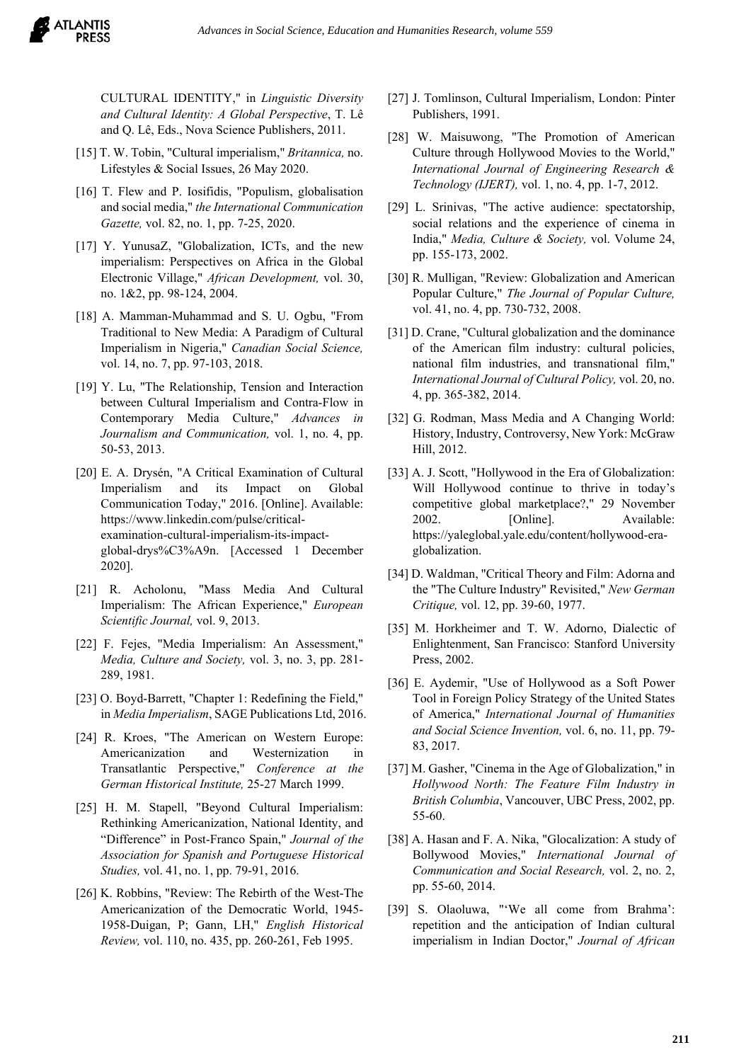CULTURAL IDENTITY," in *Linguistic Diversity and Cultural Identity: A Global Perspective*, T. Lê and Q. Lê, Eds., Nova Science Publishers, 2011.

[15] T. W. Tobin, "Cultural imperialism," *Britannica,* no. Lifestyles & Social Issues, 26 May 2020.

[16] T. Flew and P. Iosifidis, "Populism, globalisation and social media," *the International Communication Gazette,* vol. 82, no. 1, pp. 7-25, 2020.

[17] Y. YunusaZ, "Globalization, ICTs, and the new imperialism: Perspectives on Africa in the Global Electronic Village," *African Development,* vol. 30, no. 1&2, pp. 98-124, 2004.

[18] A. Mamman-Muhammad and S. U. Ogbu, "From Traditional to New Media: A Paradigm of Cultural Imperialism in Nigeria," *Canadian Social Science,* vol. 14, no. 7, pp. 97-103, 2018.

[19] Y. Lu, "The Relationship, Tension and Interaction between Cultural Imperialism and Contra-Flow in Contemporary Media Culture," *Advances in Journalism and Communication,* vol. 1, no. 4, pp. 50-53, 2013.

[20] E. A. Drysén, "A Critical Examination of Cultural Imperialism and its Impact on Global Communication Today," 2016. [Online]. Available: https://www.linkedin.com/pulse/critical-examination-cultural-imperialism-its-impact-global-drys%C3%A9n. [Accessed 1 December 2020].

[21] R. Acholonu, "Mass Media And Cultural Imperialism: The African Experience," *European Scientific Journal,* vol. 9, 2013.

[22] F. Fejes, "Media Imperialism: An Assessment," *Media, Culture and Society,* vol. 3, no. 3, pp. 281-289, 1981.

[23] O. Boyd-Barrett, "Chapter 1: Redefining the Field," in *Media Imperialism*, SAGE Publications Ltd, 2016.

[24] R. Kroes, "The American on Western Europe: Americanization and Westernization in Transatlantic Perspective," *Conference at the German Historical Institute,* 25-27 March 1999.

[25] H. M. Stapell, "Beyond Cultural Imperialism: Rethinking Americanization, National Identity, and "Difference" in Post-Franco Spain," *Journal of the Association for Spanish and Portuguese Historical Studies,* vol. 41, no. 1, pp. 79-91, 2016.

[26] K. Robbins, "Review: The Rebirth of the West-The Americanization of the Democratic World, 1945-1958-Duigan, P; Gann, LH," *English Historical Review,* vol. 110, no. 435, pp. 260-261, Feb 1995.

[27] J. Tomlinson, Cultural Imperialism, London: Pinter Publishers, 1991.

[28] W. Maisuwong, "The Promotion of American Culture through Hollywood Movies to the World," *International Journal of Engineering Research & Technology (IJERT),* vol. 1, no. 4, pp. 1-7, 2012.

[29] L. Srinivas, "The active audience: spectatorship, social relations and the experience of cinema in India," *Media, Culture & Society,* vol. Volume 24, pp. 155-173, 2002.

[30] R. Mulligan, "Review: Globalization and American Popular Culture," *The Journal of Popular Culture,* vol. 41, no. 4, pp. 730-732, 2008.

[31] D. Crane, "Cultural globalization and the dominance of the American film industry: cultural policies, national film industries, and transnational film," *International Journal of Cultural Policy,* vol. 20, no. 4, pp. 365-382, 2014.

[32] G. Rodman, Mass Media and A Changing World: History, Industry, Controversy, New York: McGraw Hill, 2012.

[33] A. J. Scott, "Hollywood in the Era of Globalization: Will Hollywood continue to thrive in today's competitive global marketplace?," 29 November 2002. [Online]. Available: https://yaleglobal.yale.edu/content/hollywood-era-globalization.

[34] D. Waldman, "Critical Theory and Film: Adorna and the "The Culture Industry" Revisited," *New German Critique,* vol. 12, pp. 39-60, 1977.

[35] M. Horkheimer and T. W. Adorno, Dialectic of Enlightenment, San Francisco: Stanford University Press, 2002.

[36] E. Aydemir, "Use of Hollywood as a Soft Power Tool in Foreign Policy Strategy of the United States of America," *International Journal of Humanities and Social Science Invention,* vol. 6, no. 11, pp. 79-83, 2017.

[37] M. Gasher, "Cinema in the Age of Globalization," in *Hollywood North: The Feature Film Industry in British Columbia*, Vancouver, UBC Press, 2002, pp. 55-60.

[38] A. Hasan and F. A. Nika, "Glocalization: A study of Bollywood Movies," *International Journal of Communication and Social Research,* vol. 2, no. 2, pp. 55-60, 2014.

[39] S. Olaoluwa, "'We all come from Brahma': repetition and the anticipation of Indian cultural imperialism in Indian Doctor," *Journal of African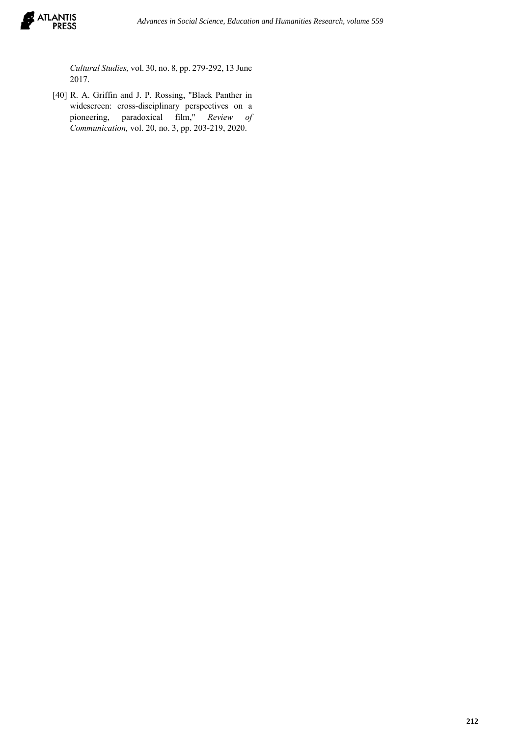*Cultural Studies,* vol. 30, no. 8, pp. 279-292, 13 June 2017.

[40] R. A. Griffin and J. P. Rossing, "Black Panther in widescreen: cross-disciplinary perspectives on a pioneering, paradoxical film," *Review of Communication,* vol. 20, no. 3, pp. 203-219, 2020.